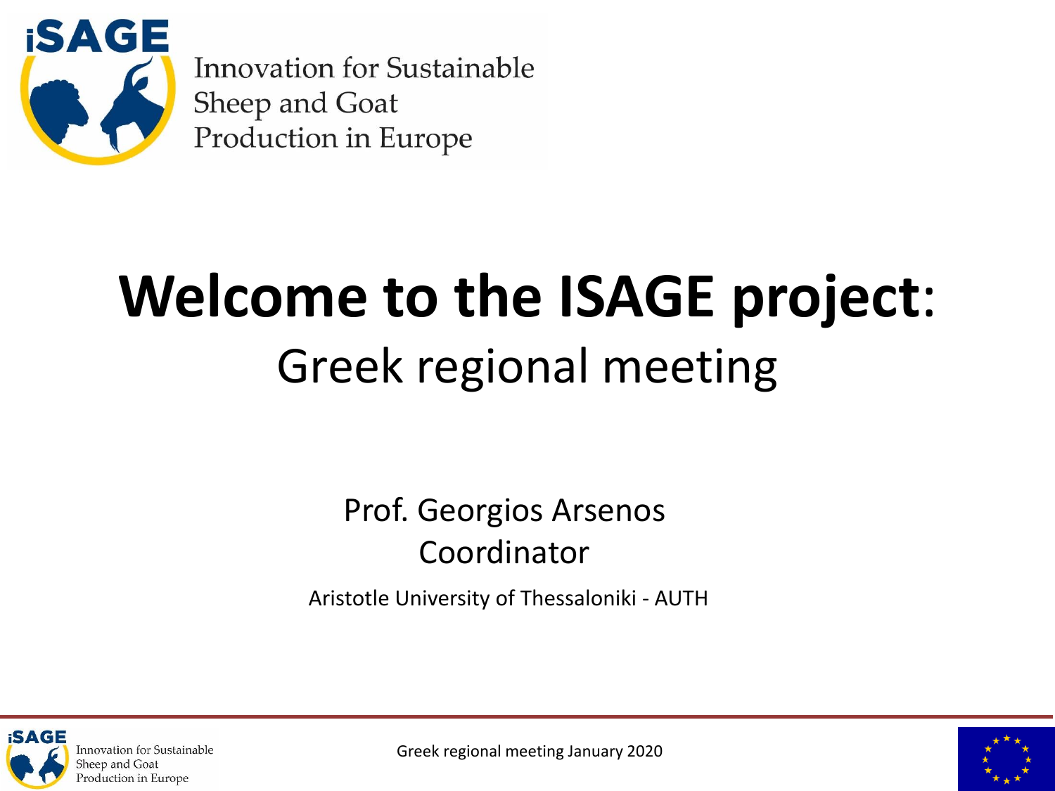Innovation for Sustainable Sheep and Goat Production in Europe

# Welcome to the ISAGE project:

## Greek regional meeting

Prof. Georgios Arsenos
Coordinator

Aristotle University of Thessaloniki - AUTH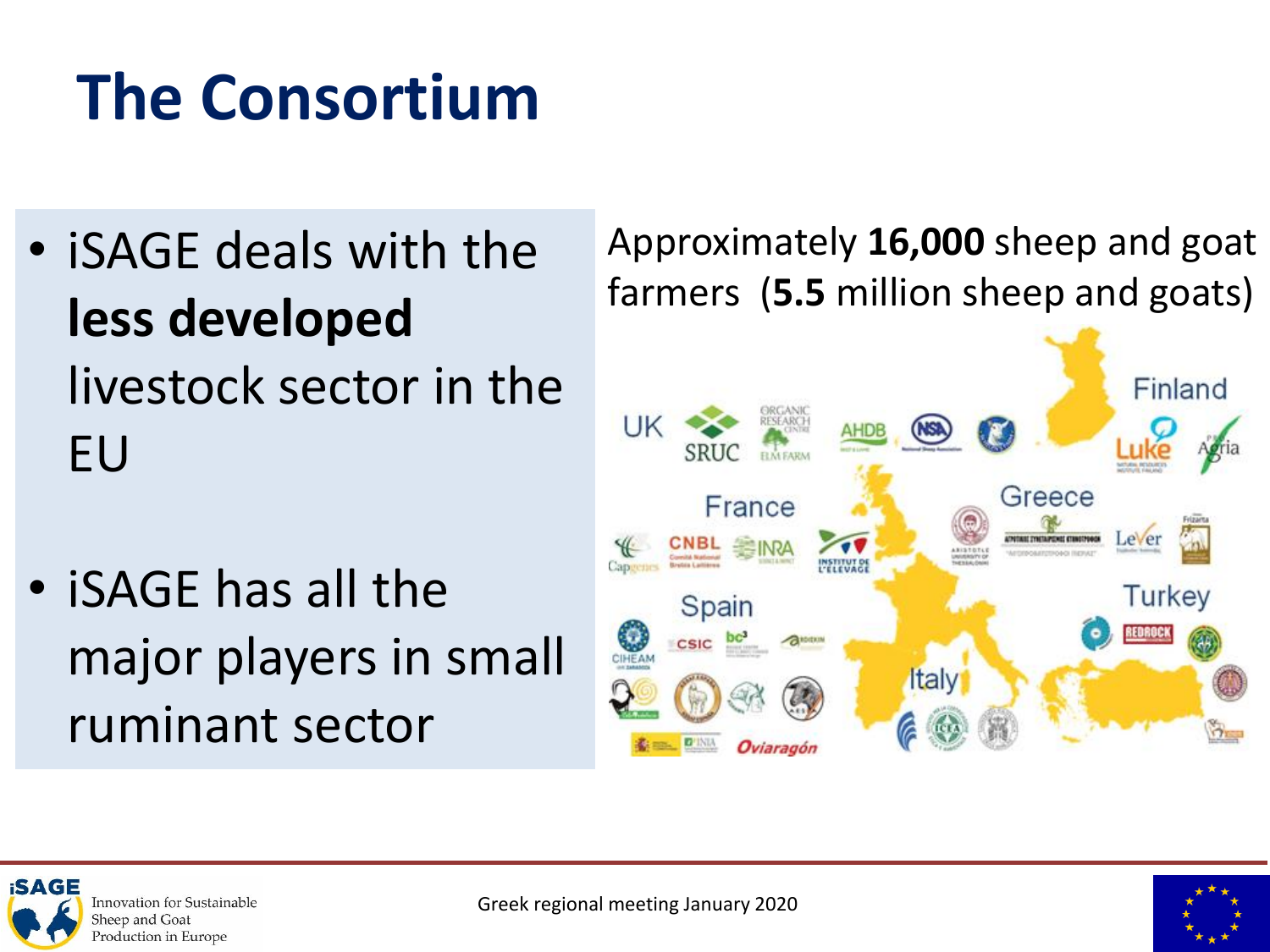# The Consortium

- iSAGE deals with the **less developed** livestock sector in the EU

- iSAGE has all the major players in small ruminant sector

Approximately **16,000** sheep and goat farmers (**5.5** million sheep and goats)

UK

Finland

France

Greece

Spain

Turkey

Italy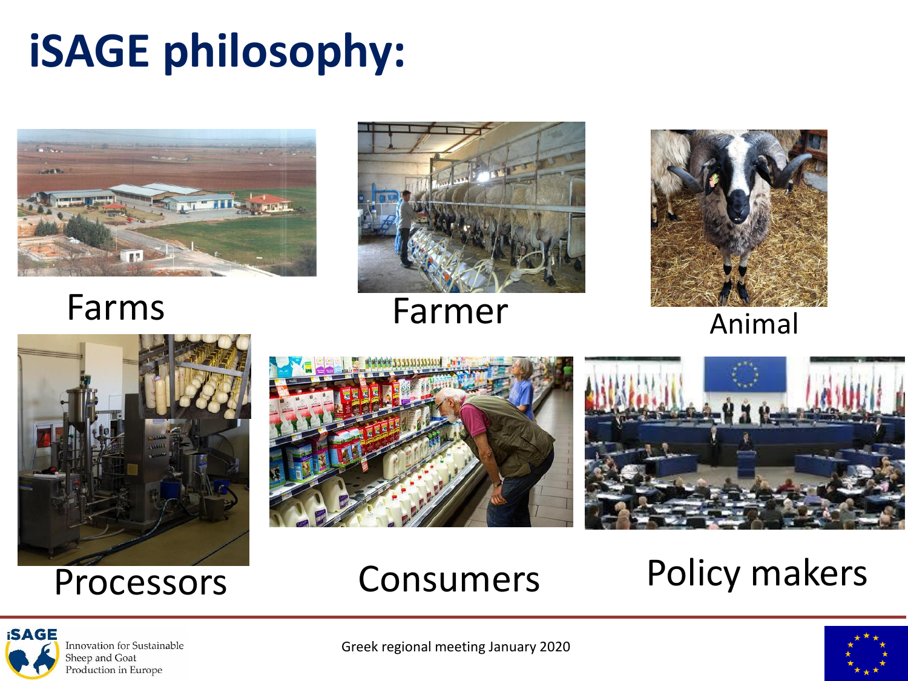# iSAGE philosophy:

Farms

Farmer

Animal

Processors

Consumers

Policy makers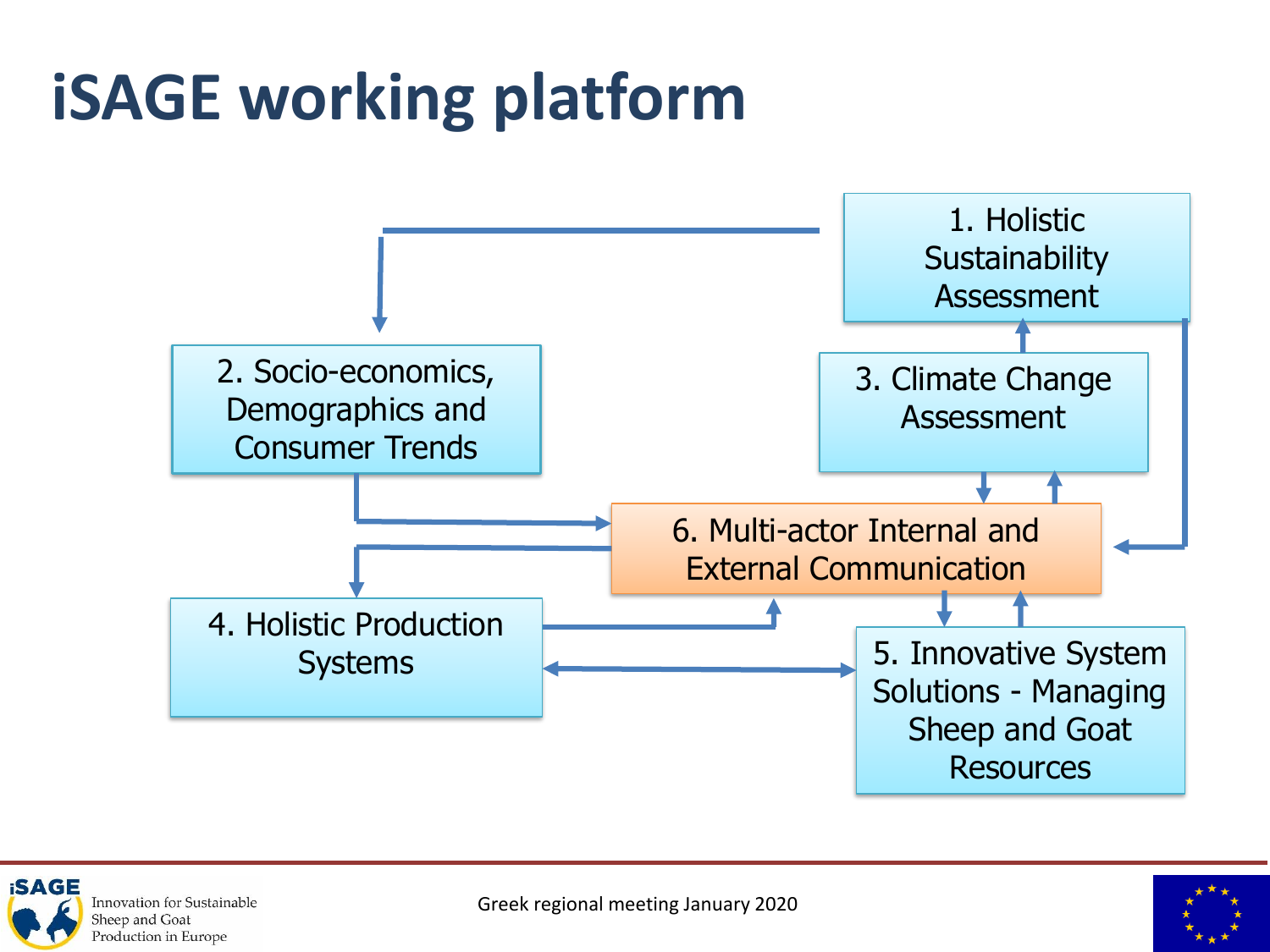# iSAGE working platform

1. Holistic Sustainability Assessment
2. Socio-economics, Demographics and Consumer Trends
3. Climate Change Assessment
4. Holistic Production Systems
5. Innovative System Solutions - Managing Sheep and Goat Resources
6. Multi-actor Internal and External Communication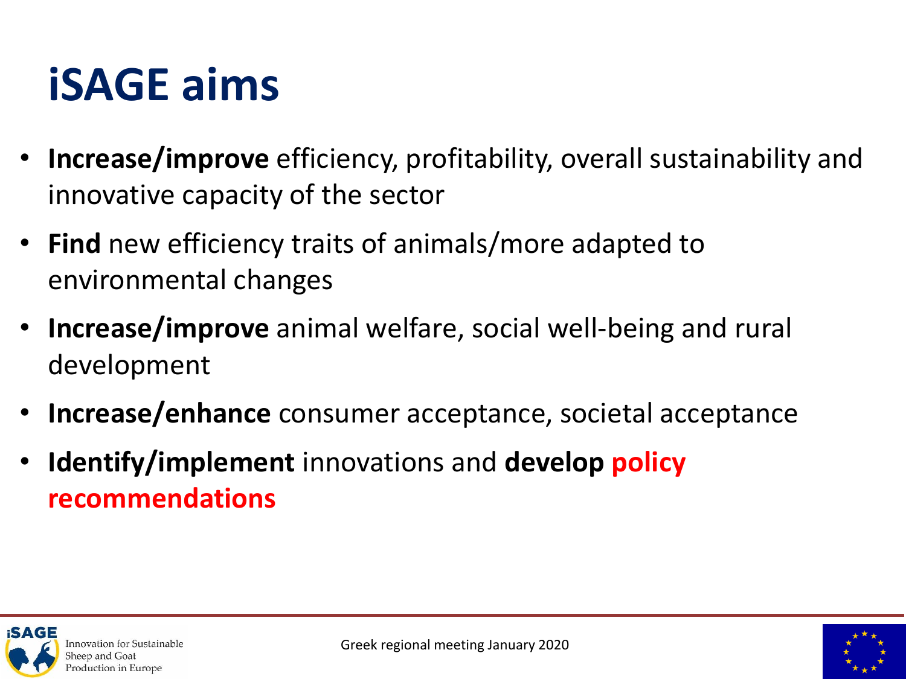# iSAGE aims

- **Increase/improve** efficiency, profitability, overall sustainability and innovative capacity of the sector
- **Find** new efficiency traits of animals/more adapted to environmental changes
- **Increase/improve** animal welfare, social well-being and rural development
- **Increase/enhance** consumer acceptance, societal acceptance
- **Identify/implement** innovations and **develop policy recommendations**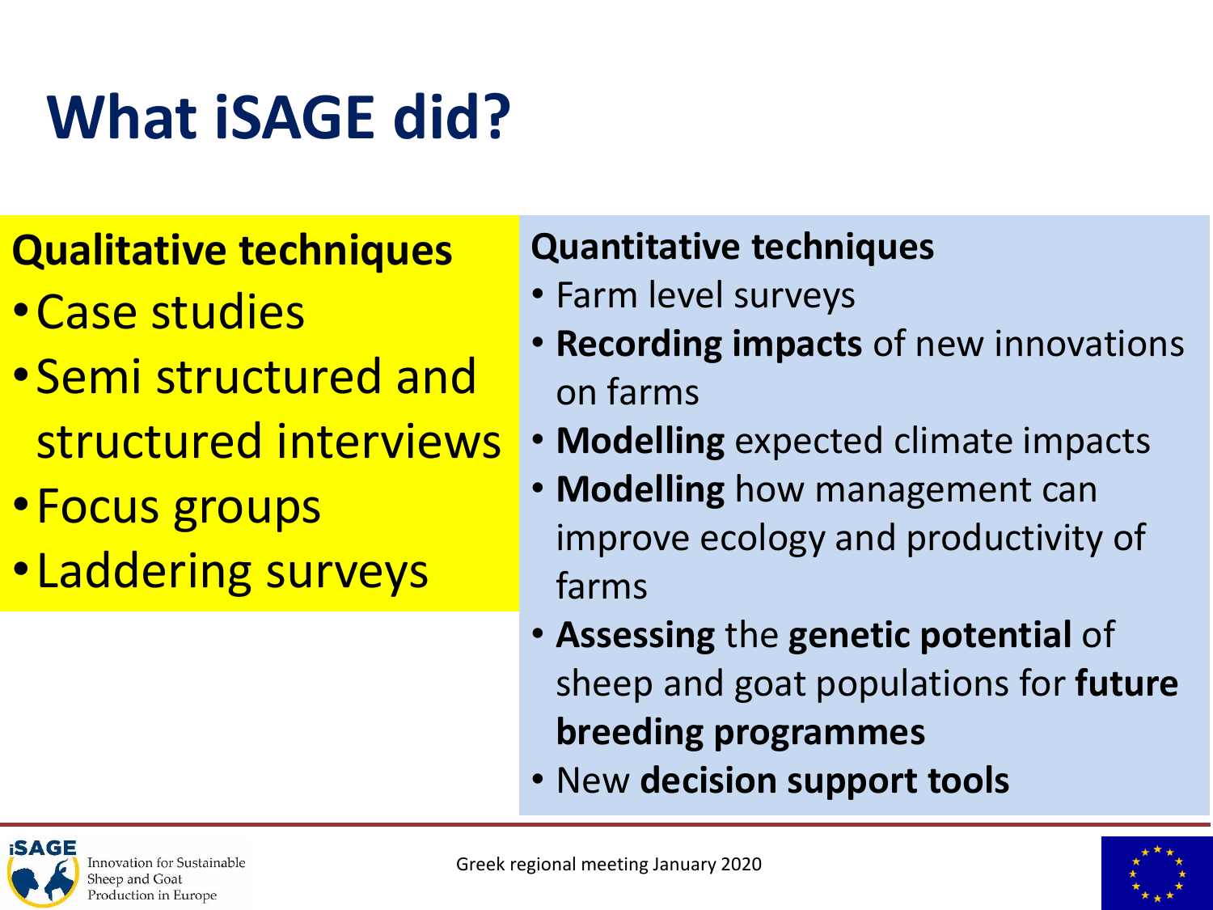# What iSAGE did?

## Qualitative techniques

- Case studies
- Semi structured and structured interviews
- Focus groups
- Laddering surveys

## Quantitative techniques

- Farm level surveys
- **Recording impacts** of new innovations on farms
- **Modelling** expected climate impacts
- **Modelling** how management can improve ecology and productivity of farms
- **Assessing** the **genetic potential** of sheep and goat populations for **future breeding programmes**
- New **decision support tools**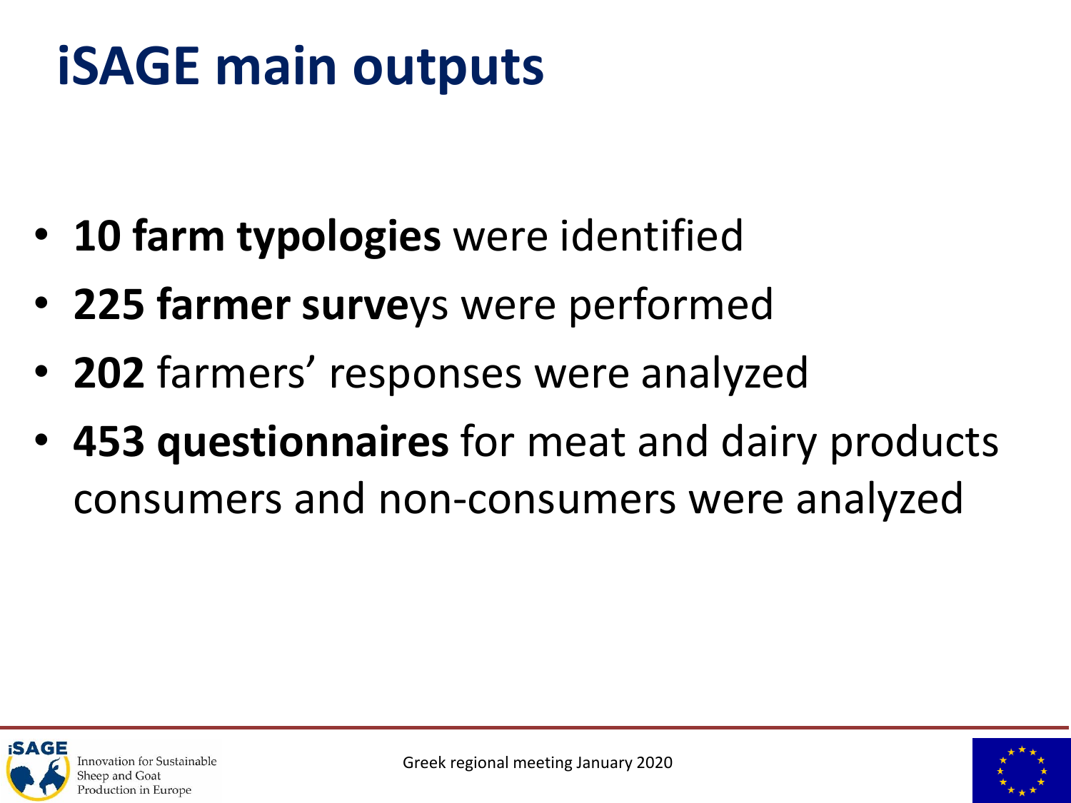# iSAGE main outputs

- **10 farm typologies** were identified
- **225 farmer surve**ys were performed
- **202** farmers' responses were analyzed
- **453 questionnaires** for meat and dairy products consumers and non-consumers were analyzed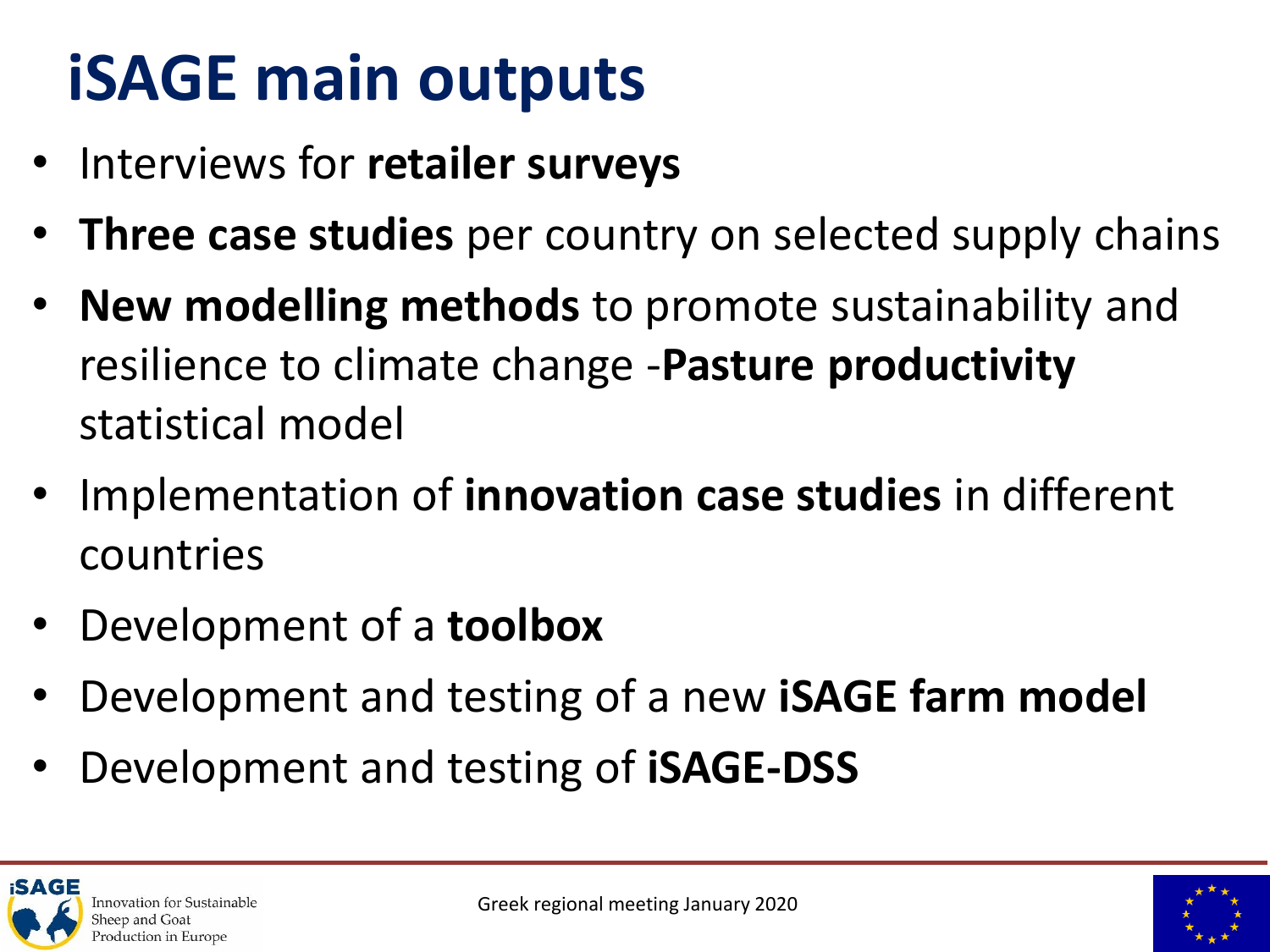# iSAGE main outputs

- Interviews for **retailer surveys**
- **Three case studies** per country on selected supply chains
- **New modelling methods** to promote sustainability and resilience to climate change -**Pasture productivity** statistical model
- Implementation of **innovation case studies** in different countries
- Development of a **toolbox**
- Development and testing of a new **iSAGE farm model**
- Development and testing of **iSAGE-DSS**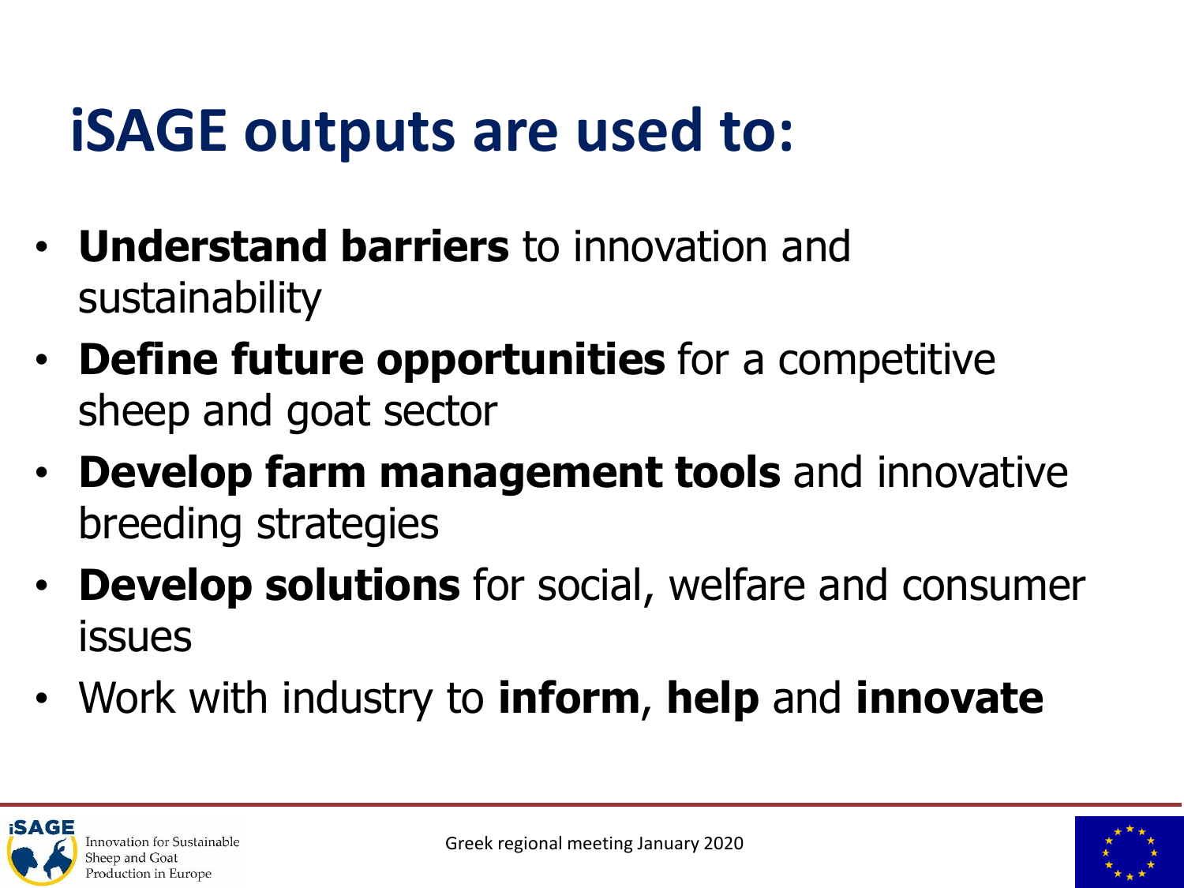# iSAGE outputs are used to:

- **Understand barriers** to innovation and sustainability
- **Define future opportunities** for a competitive sheep and goat sector
- **Develop farm management tools** and innovative breeding strategies
- **Develop solutions** for social, welfare and consumer issues
- Work with industry to **inform**, **help** and **innovate**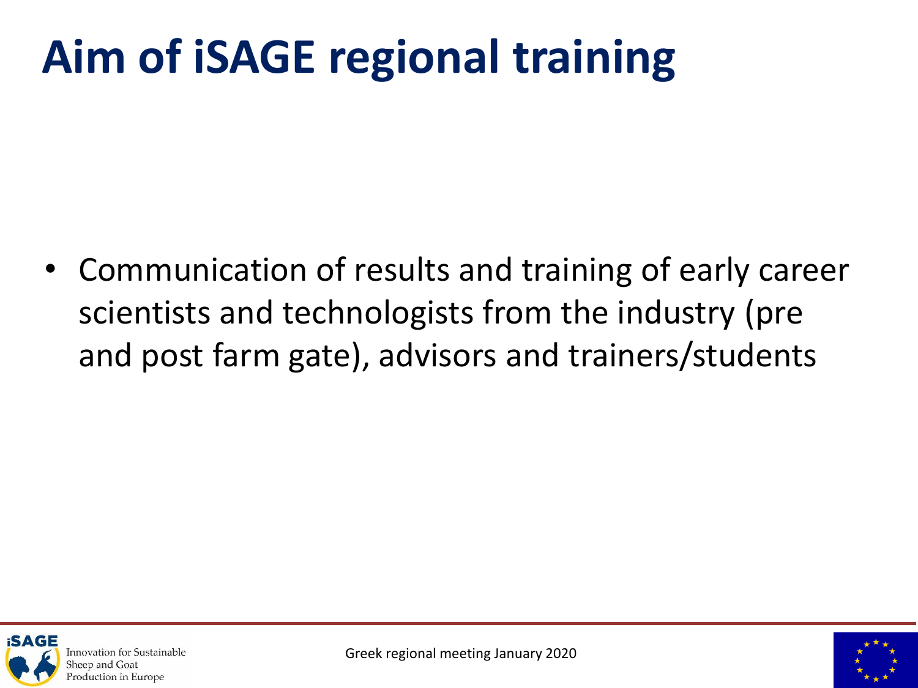# Aim of iSAGE regional training

- Communication of results and training of early career scientists and technologists from the industry (pre and post farm gate), advisors and trainers/students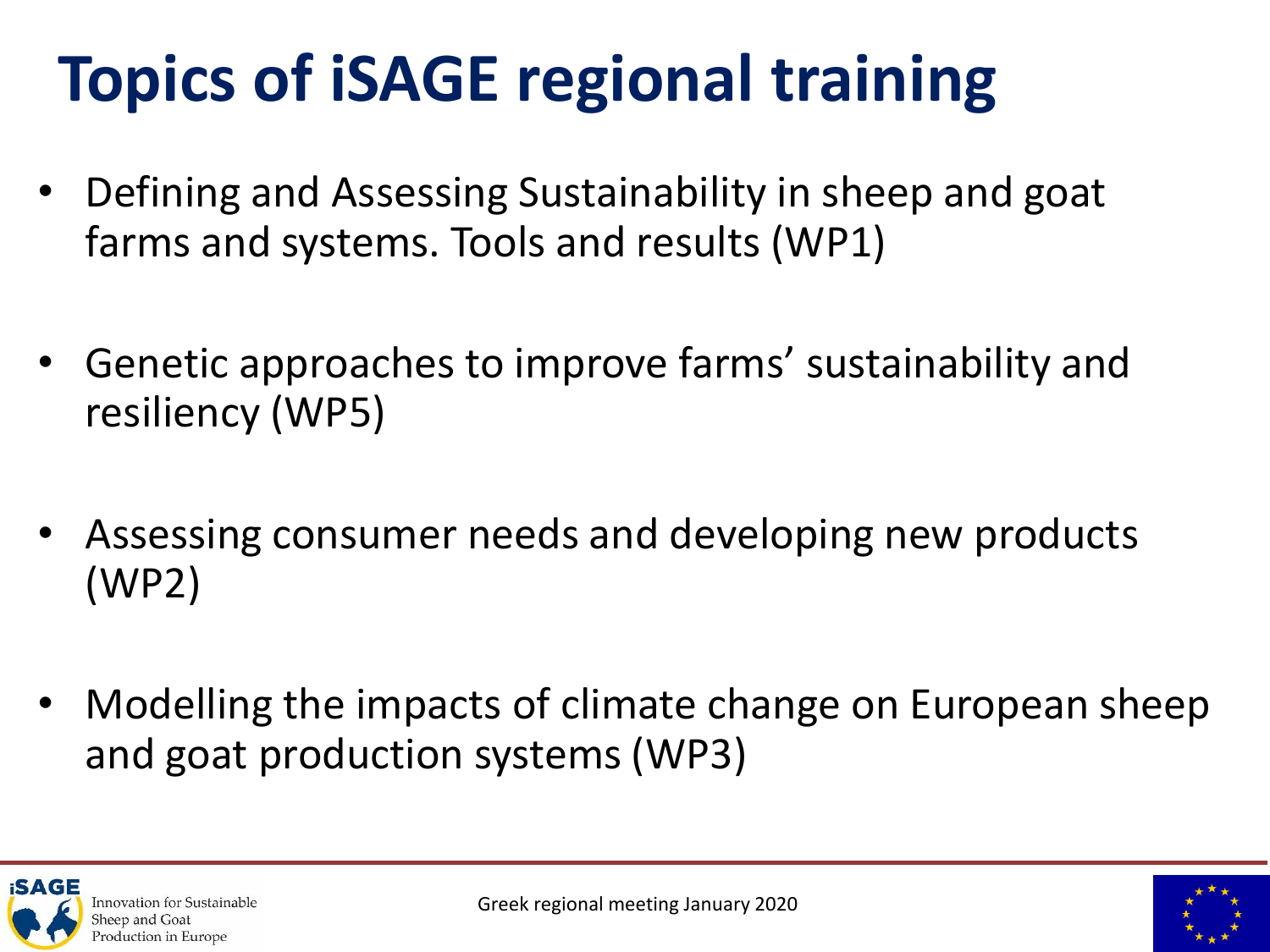# Topics of iSAGE regional training

- Defining and Assessing Sustainability in sheep and goat farms and systems. Tools and results (WP1)
- Genetic approaches to improve farms' sustainability and resiliency (WP5)
- Assessing consumer needs and developing new products (WP2)
- Modelling the impacts of climate change on European sheep and goat production systems (WP3)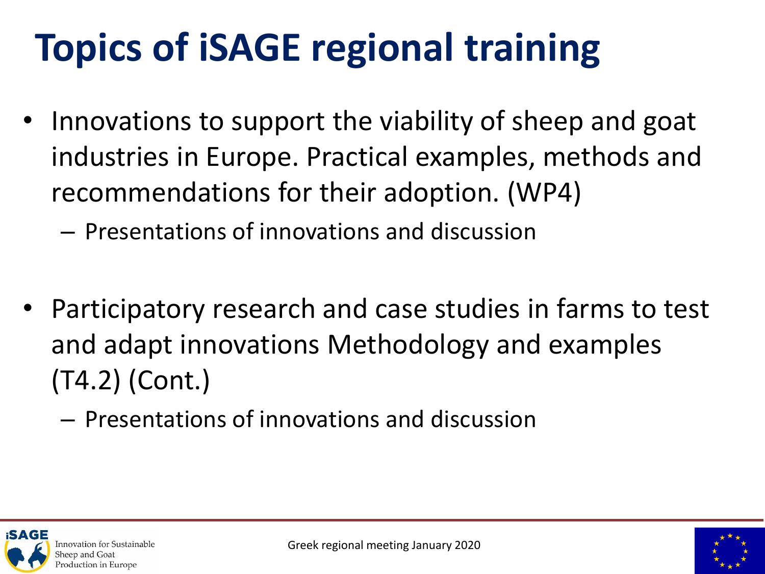# Topics of iSAGE regional training

- Innovations to support the viability of sheep and goat industries in Europe. Practical examples, methods and recommendations for their adoption. (WP4)
  - Presentations of innovations and discussion

- Participatory research and case studies in farms to test and adapt innovations Methodology and examples (T4.2) (Cont.)
  - Presentations of innovations and discussion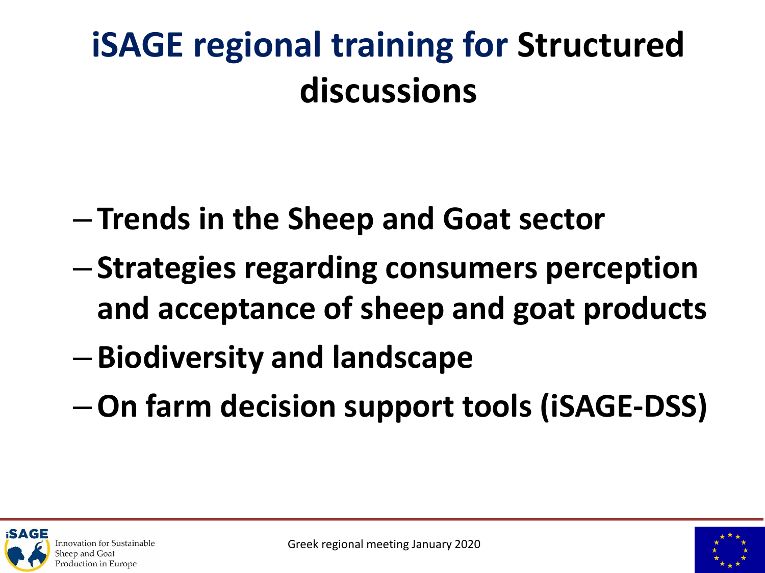# iSAGE regional training for Structured discussions

- Trends in the Sheep and Goat sector
- Strategies regarding consumers perception and acceptance of sheep and goat products
- Biodiversity and landscape
- On farm decision support tools (iSAGE-DSS)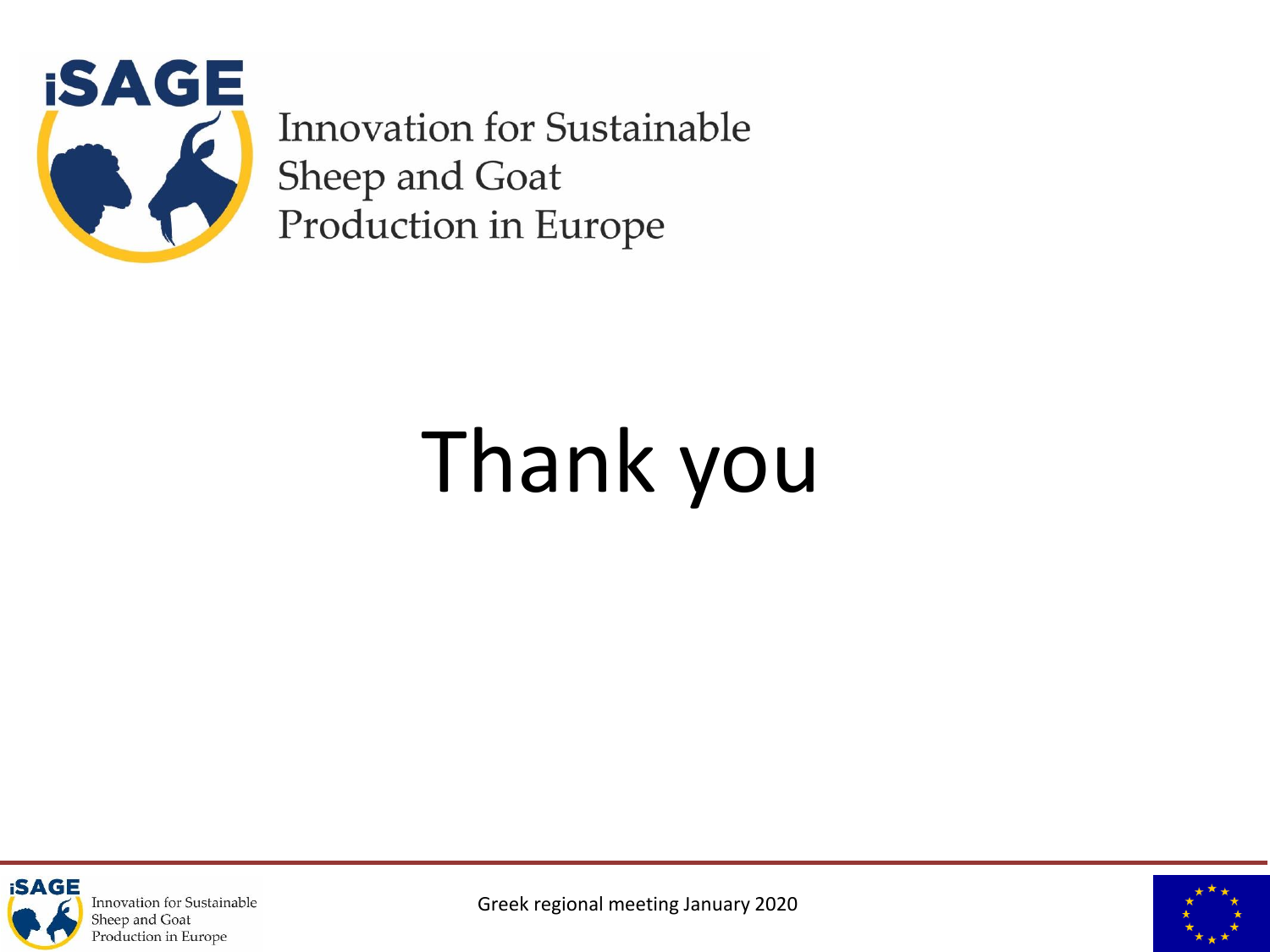Innovation for Sustainable Sheep and Goat Production in Europe

# Thank you